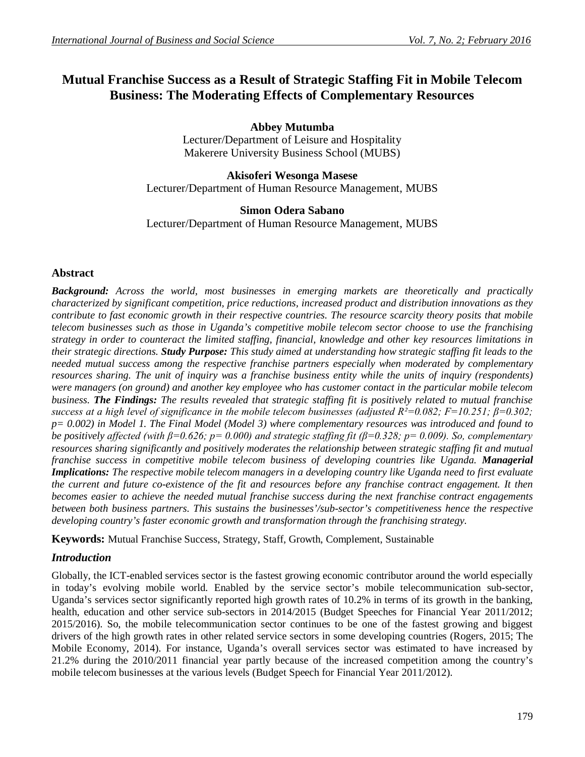# Mutual Franchise Success as a Result of Strategic Staffing Fit in Mobile Telecom Business: The Moderating Effects of Complementary Resources

**Abbey Mutumba**
Lecturer/Department of Leisure and Hospitality
Makerere University Business School (MUBS)

**Akisoferi Wesonga Masese**
Lecturer/Department of Human Resource Management, MUBS

**Simon Odera Sabano**
Lecturer/Department of Human Resource Management, MUBS

## Abstract

***Background:*** *Across the world, most businesses in emerging markets are theoretically and practically characterized by significant competition, price reductions, increased product and distribution innovations as they contribute to fast economic growth in their respective countries. The resource scarcity theory posits that mobile telecom businesses such as those in Uganda's competitive mobile telecom sector choose to use the franchising strategy in order to counteract the limited staffing, financial, knowledge and other key resources limitations in their strategic directions.* ***Study Purpose:*** *This study aimed at understanding how strategic staffing fit leads to the needed mutual success among the respective franchise partners especially when moderated by complementary resources sharing. The unit of inquiry was a franchise business entity while the units of inquiry (respondents) were managers (on ground) and another key employee who has customer contact in the particular mobile telecom business.* ***The Findings:*** *The results revealed that strategic staffing fit is positively related to mutual franchise success at a high level of significance in the mobile telecom businesses (adjusted $R^2$=0.082; F=10.251; $\beta$=0.302; p= 0.002) in Model 1. The Final Model (Model 3) where complementary resources was introduced and found to be positively affected (with $\beta$=0.626; p= 0.000) and strategic staffing fit ($\beta$=0.328; p= 0.009). So, complementary resources sharing significantly and positively moderates the relationship between strategic staffing fit and mutual franchise success in competitive mobile telecom business of developing countries like Uganda.* ***Managerial Implications:*** *The respective mobile telecom managers in a developing country like Uganda need to first evaluate the current and future co-existence of the fit and resources before any franchise contract engagement. It then becomes easier to achieve the needed mutual franchise success during the next franchise contract engagements between both business partners. This sustains the businesses'/sub-sector's competitiveness hence the respective developing country's faster economic growth and transformation through the franchising strategy.*

**Keywords:** Mutual Franchise Success, Strategy, Staff, Growth, Complement, Sustainable

## *Introduction*

Globally, the ICT-enabled services sector is the fastest growing economic contributor around the world especially in today's evolving mobile world. Enabled by the service sector's mobile telecommunication sub-sector, Uganda's services sector significantly reported high growth rates of 10.2% in terms of its growth in the banking, health, education and other service sub-sectors in 2014/2015 (Budget Speeches for Financial Year 2011/2012; 2015/2016). So, the mobile telecommunication sector continues to be one of the fastest growing and biggest drivers of the high growth rates in other related service sectors in some developing countries (Rogers, 2015; The Mobile Economy, 2014). For instance, Uganda's overall services sector was estimated to have increased by 21.2% during the 2010/2011 financial year partly because of the increased competition among the country's mobile telecom businesses at the various levels (Budget Speech for Financial Year 2011/2012).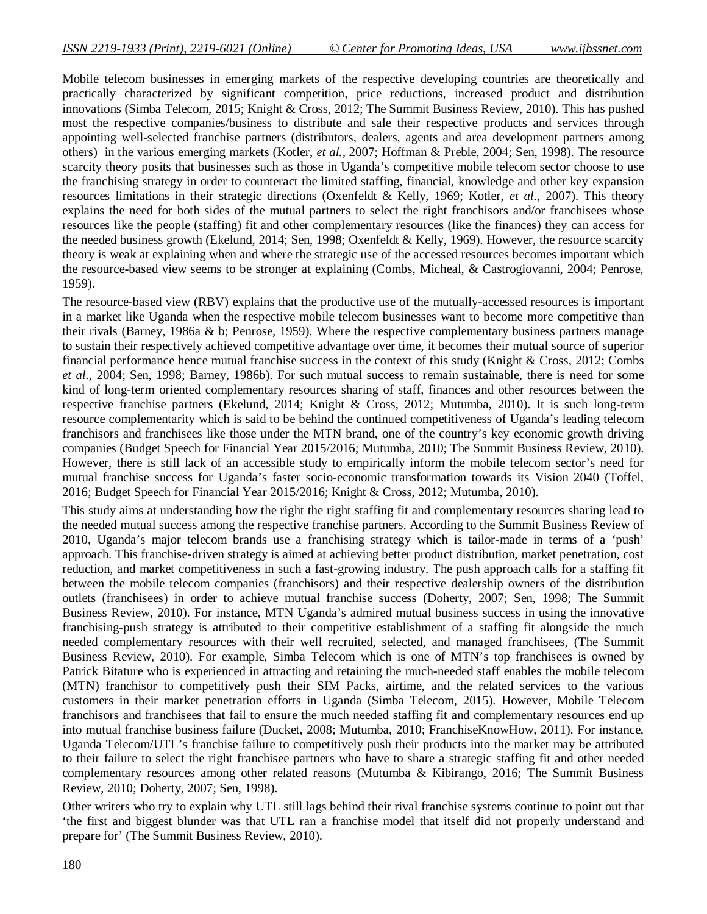Mobile telecom businesses in emerging markets of the respective developing countries are theoretically and practically characterized by significant competition, price reductions, increased product and distribution innovations (Simba Telecom, 2015; Knight & Cross, 2012; The Summit Business Review, 2010). This has pushed most the respective companies/business to distribute and sale their respective products and services through appointing well-selected franchise partners (distributors, dealers, agents and area development partners among others) in the various emerging markets (Kotler, *et al.,* 2007; Hoffman & Preble, 2004; Sen, 1998). The resource scarcity theory posits that businesses such as those in Uganda's competitive mobile telecom sector choose to use the franchising strategy in order to counteract the limited staffing, financial, knowledge and other key expansion resources limitations in their strategic directions (Oxenfeldt & Kelly, 1969; Kotler, *et al.,* 2007). This theory explains the need for both sides of the mutual partners to select the right franchisors and/or franchisees whose resources like the people (staffing) fit and other complementary resources (like the finances) they can access for the needed business growth (Ekelund, 2014; Sen, 1998; Oxenfeldt & Kelly, 1969). However, the resource scarcity theory is weak at explaining when and where the strategic use of the accessed resources becomes important which the resource-based view seems to be stronger at explaining (Combs, Micheal, & Castrogiovanni, 2004; Penrose, 1959).

The resource-based view (RBV) explains that the productive use of the mutually-accessed resources is important in a market like Uganda when the respective mobile telecom businesses want to become more competitive than their rivals (Barney, 1986a & b; Penrose, 1959). Where the respective complementary business partners manage to sustain their respectively achieved competitive advantage over time, it becomes their mutual source of superior financial performance hence mutual franchise success in the context of this study (Knight & Cross, 2012; Combs *et al.,* 2004; Sen, 1998; Barney, 1986b). For such mutual success to remain sustainable, there is need for some kind of long-term oriented complementary resources sharing of staff, finances and other resources between the respective franchise partners (Ekelund, 2014; Knight & Cross, 2012; Mutumba, 2010). It is such long-term resource complementarity which is said to be behind the continued competitiveness of Uganda's leading telecom franchisors and franchisees like those under the MTN brand, one of the country's key economic growth driving companies (Budget Speech for Financial Year 2015/2016; Mutumba, 2010; The Summit Business Review, 2010). However, there is still lack of an accessible study to empirically inform the mobile telecom sector's need for mutual franchise success for Uganda's faster socio-economic transformation towards its Vision 2040 (Toffel, 2016; Budget Speech for Financial Year 2015/2016; Knight & Cross, 2012; Mutumba, 2010).

This study aims at understanding how the right the right staffing fit and complementary resources sharing lead to the needed mutual success among the respective franchise partners. According to the Summit Business Review of 2010, Uganda's major telecom brands use a franchising strategy which is tailor-made in terms of a 'push' approach. This franchise-driven strategy is aimed at achieving better product distribution, market penetration, cost reduction, and market competitiveness in such a fast-growing industry. The push approach calls for a staffing fit between the mobile telecom companies (franchisors) and their respective dealership owners of the distribution outlets (franchisees) in order to achieve mutual franchise success (Doherty, 2007; Sen, 1998; The Summit Business Review, 2010). For instance, MTN Uganda's admired mutual business success in using the innovative franchising-push strategy is attributed to their competitive establishment of a staffing fit alongside the much needed complementary resources with their well recruited, selected, and managed franchisees, (The Summit Business Review, 2010). For example, Simba Telecom which is one of MTN's top franchisees is owned by Patrick Bitature who is experienced in attracting and retaining the much-needed staff enables the mobile telecom (MTN) franchisor to competitively push their SIM Packs, airtime, and the related services to the various customers in their market penetration efforts in Uganda (Simba Telecom, 2015). However, Mobile Telecom franchisors and franchisees that fail to ensure the much needed staffing fit and complementary resources end up into mutual franchise business failure (Ducket, 2008; Mutumba, 2010; FranchiseKnowHow, 2011). For instance, Uganda Telecom/UTL's franchise failure to competitively push their products into the market may be attributed to their failure to select the right franchisee partners who have to share a strategic staffing fit and other needed complementary resources among other related reasons (Mutumba & Kibirango, 2016; The Summit Business Review, 2010; Doherty, 2007; Sen, 1998).

Other writers who try to explain why UTL still lags behind their rival franchise systems continue to point out that 'the first and biggest blunder was that UTL ran a franchise model that itself did not properly understand and prepare for' (The Summit Business Review, 2010).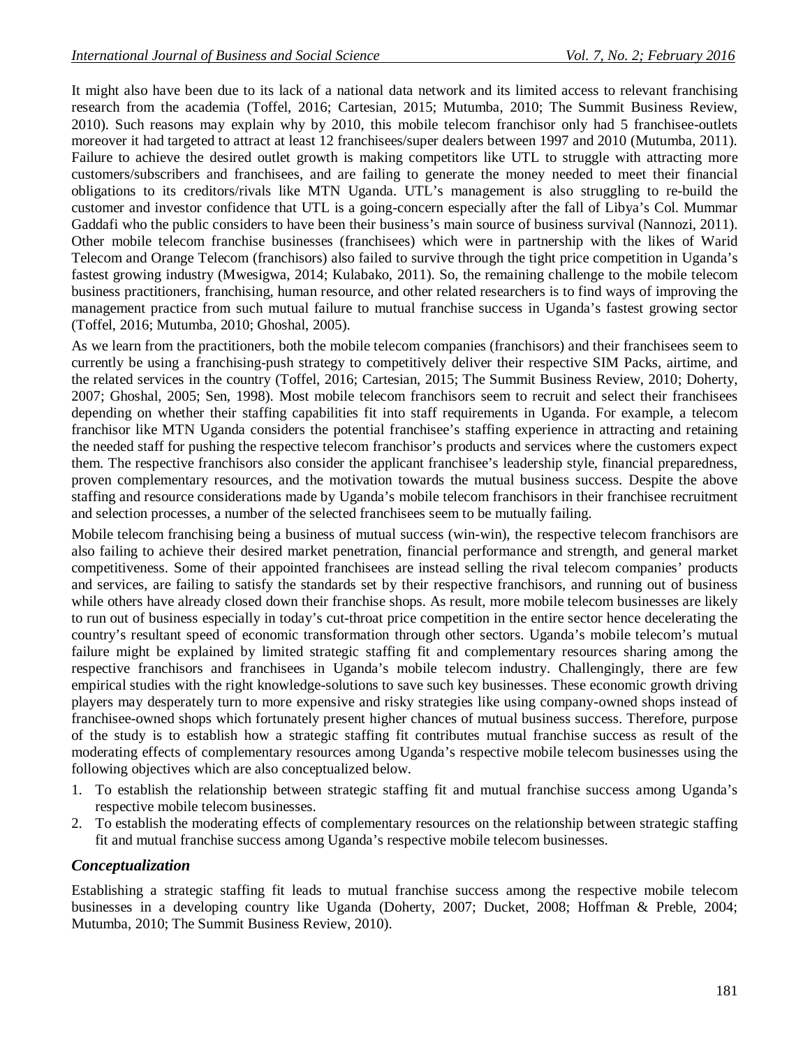It might also have been due to its lack of a national data network and its limited access to relevant franchising research from the academia (Toffel, 2016; Cartesian, 2015; Mutumba, 2010; The Summit Business Review, 2010). Such reasons may explain why by 2010, this mobile telecom franchisor only had 5 franchisee-outlets moreover it had targeted to attract at least 12 franchisees/super dealers between 1997 and 2010 (Mutumba, 2011). Failure to achieve the desired outlet growth is making competitors like UTL to struggle with attracting more customers/subscribers and franchisees, and are failing to generate the money needed to meet their financial obligations to its creditors/rivals like MTN Uganda. UTL's management is also struggling to re-build the customer and investor confidence that UTL is a going-concern especially after the fall of Libya's Col. Mummar Gaddafi who the public considers to have been their business's main source of business survival (Nannozi, 2011). Other mobile telecom franchise businesses (franchisees) which were in partnership with the likes of Warid Telecom and Orange Telecom (franchisors) also failed to survive through the tight price competition in Uganda's fastest growing industry (Mwesigwa, 2014; Kulabako, 2011). So, the remaining challenge to the mobile telecom business practitioners, franchising, human resource, and other related researchers is to find ways of improving the management practice from such mutual failure to mutual franchise success in Uganda's fastest growing sector (Toffel, 2016; Mutumba, 2010; Ghoshal, 2005).

As we learn from the practitioners, both the mobile telecom companies (franchisors) and their franchisees seem to currently be using a franchising-push strategy to competitively deliver their respective SIM Packs, airtime, and the related services in the country (Toffel, 2016; Cartesian, 2015; The Summit Business Review, 2010; Doherty, 2007; Ghoshal, 2005; Sen, 1998). Most mobile telecom franchisors seem to recruit and select their franchisees depending on whether their staffing capabilities fit into staff requirements in Uganda. For example, a telecom franchisor like MTN Uganda considers the potential franchisee's staffing experience in attracting and retaining the needed staff for pushing the respective telecom franchisor's products and services where the customers expect them. The respective franchisors also consider the applicant franchisee's leadership style, financial preparedness, proven complementary resources, and the motivation towards the mutual business success. Despite the above staffing and resource considerations made by Uganda's mobile telecom franchisors in their franchisee recruitment and selection processes, a number of the selected franchisees seem to be mutually failing.

Mobile telecom franchising being a business of mutual success (win-win), the respective telecom franchisors are also failing to achieve their desired market penetration, financial performance and strength, and general market competitiveness. Some of their appointed franchisees are instead selling the rival telecom companies' products and services, are failing to satisfy the standards set by their respective franchisors, and running out of business while others have already closed down their franchise shops. As result, more mobile telecom businesses are likely to run out of business especially in today's cut-throat price competition in the entire sector hence decelerating the country's resultant speed of economic transformation through other sectors. Uganda's mobile telecom's mutual failure might be explained by limited strategic staffing fit and complementary resources sharing among the respective franchisors and franchisees in Uganda's mobile telecom industry. Challengingly, there are few empirical studies with the right knowledge-solutions to save such key businesses. These economic growth driving players may desperately turn to more expensive and risky strategies like using company-owned shops instead of franchisee-owned shops which fortunately present higher chances of mutual business success. Therefore, purpose of the study is to establish how a strategic staffing fit contributes mutual franchise success as result of the moderating effects of complementary resources among Uganda's respective mobile telecom businesses using the following objectives which are also conceptualized below.

1. To establish the relationship between strategic staffing fit and mutual franchise success among Uganda's respective mobile telecom businesses.
2. To establish the moderating effects of complementary resources on the relationship between strategic staffing fit and mutual franchise success among Uganda's respective mobile telecom businesses.

### *Conceptualization*

Establishing a strategic staffing fit leads to mutual franchise success among the respective mobile telecom businesses in a developing country like Uganda (Doherty, 2007; Ducket, 2008; Hoffman & Preble, 2004; Mutumba, 2010; The Summit Business Review, 2010).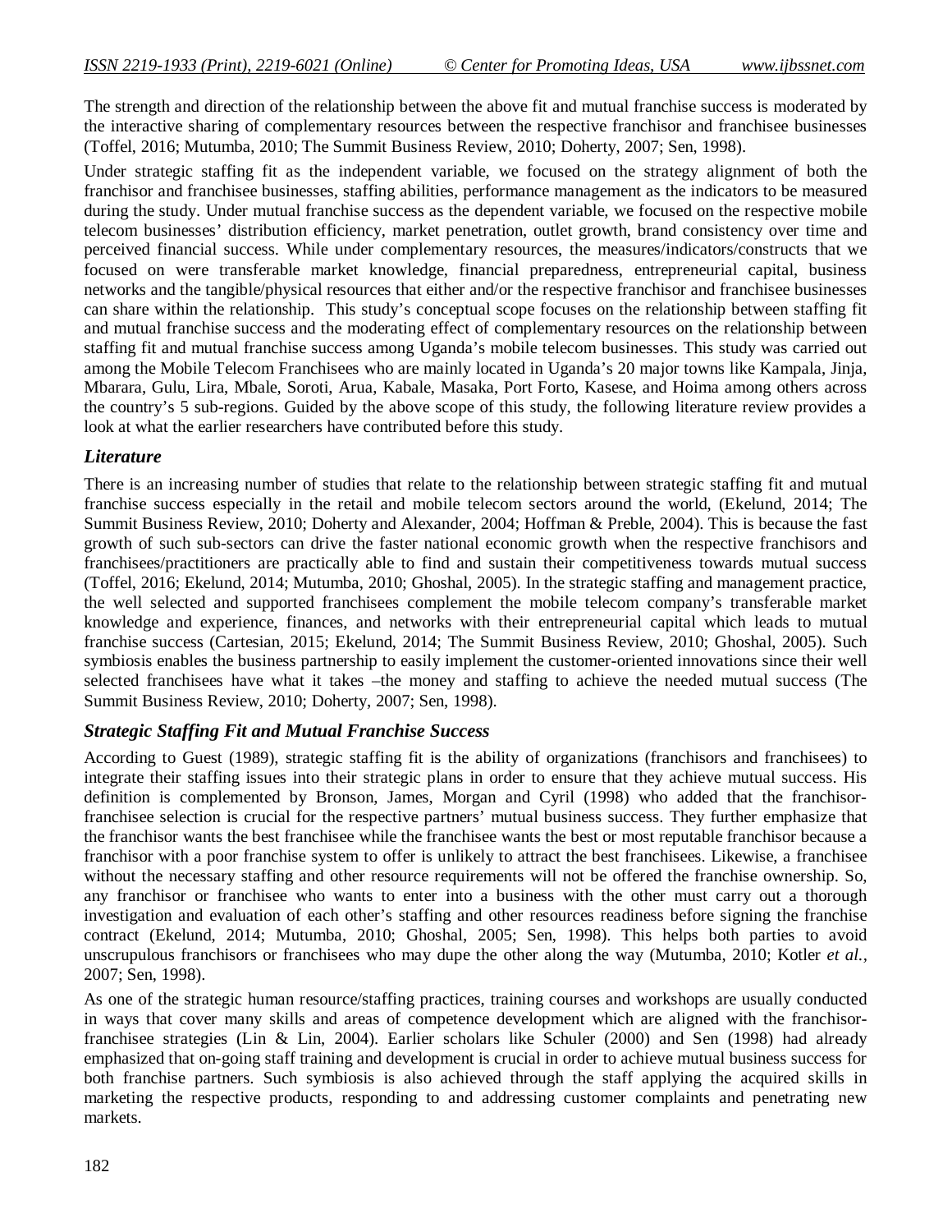The strength and direction of the relationship between the above fit and mutual franchise success is moderated by the interactive sharing of complementary resources between the respective franchisor and franchisee businesses (Toffel, 2016; Mutumba, 2010; The Summit Business Review, 2010; Doherty, 2007; Sen, 1998).

Under strategic staffing fit as the independent variable, we focused on the strategy alignment of both the franchisor and franchisee businesses, staffing abilities, performance management as the indicators to be measured during the study. Under mutual franchise success as the dependent variable, we focused on the respective mobile telecom businesses' distribution efficiency, market penetration, outlet growth, brand consistency over time and perceived financial success. While under complementary resources, the measures/indicators/constructs that we focused on were transferable market knowledge, financial preparedness, entrepreneurial capital, business networks and the tangible/physical resources that either and/or the respective franchisor and franchisee businesses can share within the relationship. This study's conceptual scope focuses on the relationship between staffing fit and mutual franchise success and the moderating effect of complementary resources on the relationship between staffing fit and mutual franchise success among Uganda's mobile telecom businesses. This study was carried out among the Mobile Telecom Franchisees who are mainly located in Uganda's 20 major towns like Kampala, Jinja, Mbarara, Gulu, Lira, Mbale, Soroti, Arua, Kabale, Masaka, Port Forto, Kasese, and Hoima among others across the country's 5 sub-regions. Guided by the above scope of this study, the following literature review provides a look at what the earlier researchers have contributed before this study.

## *Literature*

There is an increasing number of studies that relate to the relationship between strategic staffing fit and mutual franchise success especially in the retail and mobile telecom sectors around the world, (Ekelund, 2014; The Summit Business Review, 2010; Doherty and Alexander, 2004; Hoffman & Preble, 2004). This is because the fast growth of such sub-sectors can drive the faster national economic growth when the respective franchisors and franchisees/practitioners are practically able to find and sustain their competitiveness towards mutual success (Toffel, 2016; Ekelund, 2014; Mutumba, 2010; Ghoshal, 2005). In the strategic staffing and management practice, the well selected and supported franchisees complement the mobile telecom company's transferable market knowledge and experience, finances, and networks with their entrepreneurial capital which leads to mutual franchise success (Cartesian, 2015; Ekelund, 2014; The Summit Business Review, 2010; Ghoshal, 2005). Such symbiosis enables the business partnership to easily implement the customer-oriented innovations since their well selected franchisees have what it takes –the money and staffing to achieve the needed mutual success (The Summit Business Review, 2010; Doherty, 2007; Sen, 1998).

## *Strategic Staffing Fit and Mutual Franchise Success*

According to Guest (1989), strategic staffing fit is the ability of organizations (franchisors and franchisees) to integrate their staffing issues into their strategic plans in order to ensure that they achieve mutual success. His definition is complemented by Bronson, James, Morgan and Cyril (1998) who added that the franchisor-franchisee selection is crucial for the respective partners' mutual business success. They further emphasize that the franchisor wants the best franchisee while the franchisee wants the best or most reputable franchisor because a franchisor with a poor franchise system to offer is unlikely to attract the best franchisees. Likewise, a franchisee without the necessary staffing and other resource requirements will not be offered the franchise ownership. So, any franchisor or franchisee who wants to enter into a business with the other must carry out a thorough investigation and evaluation of each other's staffing and other resources readiness before signing the franchise contract (Ekelund, 2014; Mutumba, 2010; Ghoshal, 2005; Sen, 1998). This helps both parties to avoid unscrupulous franchisors or franchisees who may dupe the other along the way (Mutumba, 2010; Kotler *et al.*, 2007; Sen, 1998).

As one of the strategic human resource/staffing practices, training courses and workshops are usually conducted in ways that cover many skills and areas of competence development which are aligned with the franchisor-franchisee strategies (Lin & Lin, 2004). Earlier scholars like Schuler (2000) and Sen (1998) had already emphasized that on-going staff training and development is crucial in order to achieve mutual business success for both franchise partners. Such symbiosis is also achieved through the staff applying the acquired skills in marketing the respective products, responding to and addressing customer complaints and penetrating new markets.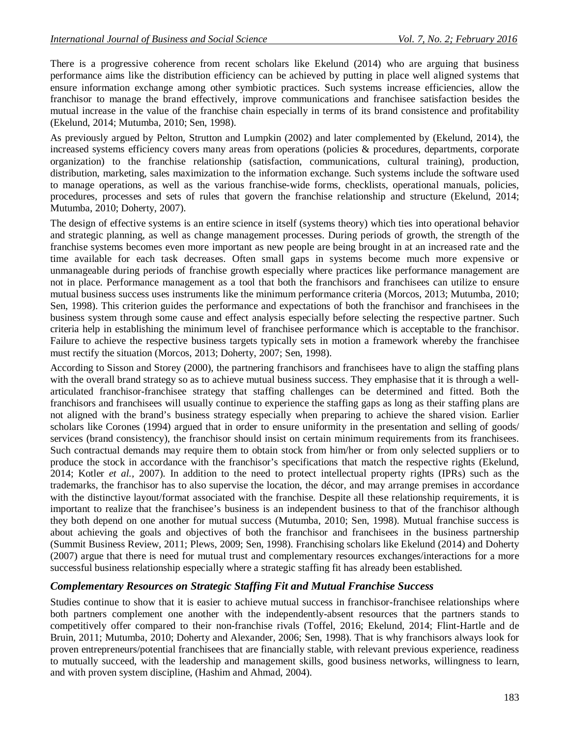There is a progressive coherence from recent scholars like Ekelund (2014) who are arguing that business performance aims like the distribution efficiency can be achieved by putting in place well aligned systems that ensure information exchange among other symbiotic practices. Such systems increase efficiencies, allow the franchisor to manage the brand effectively, improve communications and franchisee satisfaction besides the mutual increase in the value of the franchise chain especially in terms of its brand consistence and profitability (Ekelund, 2014; Mutumba, 2010; Sen, 1998).

As previously argued by Pelton, Strutton and Lumpkin (2002) and later complemented by (Ekelund, 2014), the increased systems efficiency covers many areas from operations (policies & procedures, departments, corporate organization) to the franchise relationship (satisfaction, communications, cultural training), production, distribution, marketing, sales maximization to the information exchange. Such systems include the software used to manage operations, as well as the various franchise-wide forms, checklists, operational manuals, policies, procedures, processes and sets of rules that govern the franchise relationship and structure (Ekelund, 2014; Mutumba, 2010; Doherty, 2007).

The design of effective systems is an entire science in itself (systems theory) which ties into operational behavior and strategic planning, as well as change management processes. During periods of growth, the strength of the franchise systems becomes even more important as new people are being brought in at an increased rate and the time available for each task decreases. Often small gaps in systems become much more expensive or unmanageable during periods of franchise growth especially where practices like performance management are not in place. Performance management as a tool that both the franchisors and franchisees can utilize to ensure mutual business success uses instruments like the minimum performance criteria (Morcos, 2013; Mutumba, 2010; Sen, 1998). This criterion guides the performance and expectations of both the franchisor and franchisees in the business system through some cause and effect analysis especially before selecting the respective partner. Such criteria help in establishing the minimum level of franchisee performance which is acceptable to the franchisor. Failure to achieve the respective business targets typically sets in motion a framework whereby the franchisee must rectify the situation (Morcos, 2013; Doherty, 2007; Sen, 1998).

According to Sisson and Storey (2000), the partnering franchisors and franchisees have to align the staffing plans with the overall brand strategy so as to achieve mutual business success. They emphasise that it is through a well-articulated franchisor-franchisee strategy that staffing challenges can be determined and fitted. Both the franchisors and franchisees will usually continue to experience the staffing gaps as long as their staffing plans are not aligned with the brand's business strategy especially when preparing to achieve the shared vision. Earlier scholars like Corones (1994) argued that in order to ensure uniformity in the presentation and selling of goods/ services (brand consistency), the franchisor should insist on certain minimum requirements from its franchisees. Such contractual demands may require them to obtain stock from him/her or from only selected suppliers or to produce the stock in accordance with the franchisor's specifications that match the respective rights (Ekelund, 2014; Kotler *et al.,* 2007). In addition to the need to protect intellectual property rights (IPRs) such as the trademarks, the franchisor has to also supervise the location, the décor, and may arrange premises in accordance with the distinctive layout/format associated with the franchise. Despite all these relationship requirements, it is important to realize that the franchisee's business is an independent business to that of the franchisor although they both depend on one another for mutual success (Mutumba, 2010; Sen, 1998). Mutual franchise success is about achieving the goals and objectives of both the franchisor and franchisees in the business partnership (Summit Business Review, 2011; Plews, 2009; Sen, 1998). Franchising scholars like Ekelund (2014) and Doherty (2007) argue that there is need for mutual trust and complementary resources exchanges/interactions for a more successful business relationship especially where a strategic staffing fit has already been established.

### *Complementary Resources on Strategic Staffing Fit and Mutual Franchise Success*

Studies continue to show that it is easier to achieve mutual success in franchisor-franchisee relationships where both partners complement one another with the independently-absent resources that the partners stands to competitively offer compared to their non-franchise rivals (Toffel, 2016; Ekelund, 2014; Flint-Hartle and de Bruin, 2011; Mutumba, 2010; Doherty and Alexander, 2006; Sen, 1998). That is why franchisors always look for proven entrepreneurs/potential franchisees that are financially stable, with relevant previous experience, readiness to mutually succeed, with the leadership and management skills, good business networks, willingness to learn, and with proven system discipline, (Hashim and Ahmad, 2004).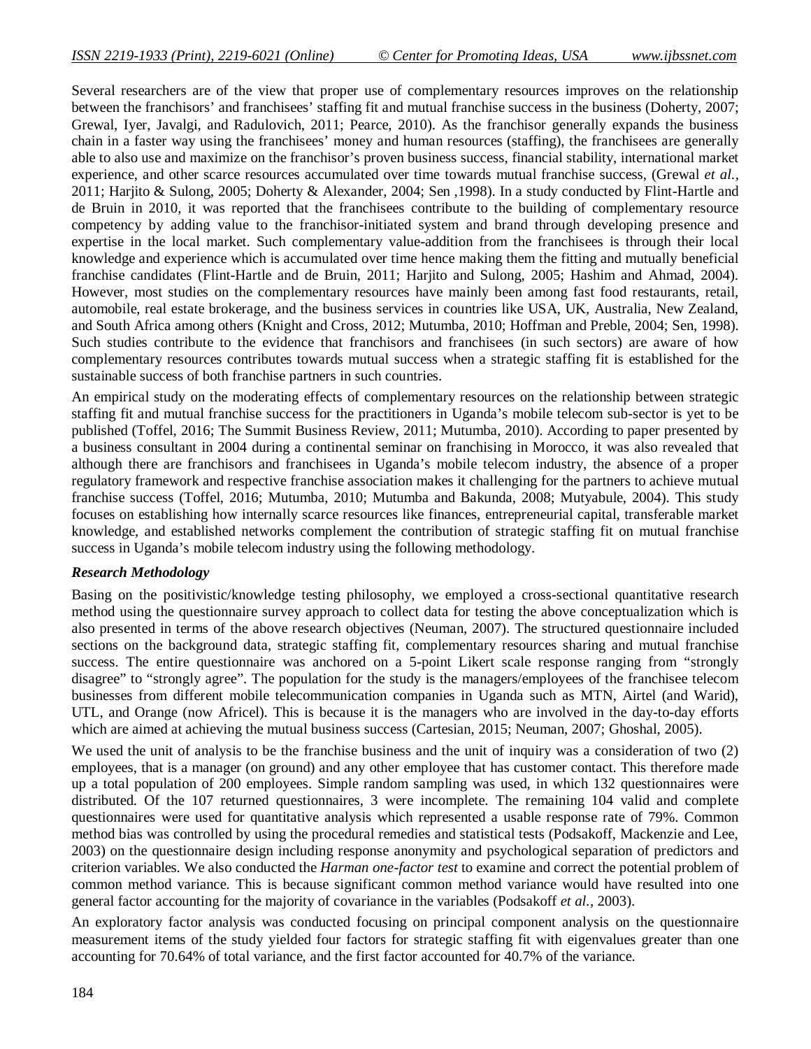Several researchers are of the view that proper use of complementary resources improves on the relationship between the franchisors' and franchisees' staffing fit and mutual franchise success in the business (Doherty, 2007; Grewal, Iyer, Javalgi, and Radulovich, 2011; Pearce, 2010). As the franchisor generally expands the business chain in a faster way using the franchisees' money and human resources (staffing), the franchisees are generally able to also use and maximize on the franchisor's proven business success, financial stability, international market experience, and other scarce resources accumulated over time towards mutual franchise success, (Grewal *et al.*, 2011; Harjito & Sulong, 2005; Doherty & Alexander, 2004; Sen ,1998). In a study conducted by Flint-Hartle and de Bruin in 2010, it was reported that the franchisees contribute to the building of complementary resource competency by adding value to the franchisor-initiated system and brand through developing presence and expertise in the local market. Such complementary value-addition from the franchisees is through their local knowledge and experience which is accumulated over time hence making them the fitting and mutually beneficial franchise candidates (Flint-Hartle and de Bruin, 2011; Harjito and Sulong, 2005; Hashim and Ahmad, 2004). However, most studies on the complementary resources have mainly been among fast food restaurants, retail, automobile, real estate brokerage, and the business services in countries like USA, UK, Australia, New Zealand, and South Africa among others (Knight and Cross, 2012; Mutumba, 2010; Hoffman and Preble, 2004; Sen, 1998). Such studies contribute to the evidence that franchisors and franchisees (in such sectors) are aware of how complementary resources contributes towards mutual success when a strategic staffing fit is established for the sustainable success of both franchise partners in such countries.

An empirical study on the moderating effects of complementary resources on the relationship between strategic staffing fit and mutual franchise success for the practitioners in Uganda's mobile telecom sub-sector is yet to be published (Toffel, 2016; The Summit Business Review, 2011; Mutumba, 2010). According to paper presented by a business consultant in 2004 during a continental seminar on franchising in Morocco, it was also revealed that although there are franchisors and franchisees in Uganda's mobile telecom industry, the absence of a proper regulatory framework and respective franchise association makes it challenging for the partners to achieve mutual franchise success (Toffel, 2016; Mutumba, 2010; Mutumba and Bakunda, 2008; Mutyabule, 2004). This study focuses on establishing how internally scarce resources like finances, entrepreneurial capital, transferable market knowledge, and established networks complement the contribution of strategic staffing fit on mutual franchise success in Uganda's mobile telecom industry using the following methodology.

### *Research Methodology*

Basing on the positivistic/knowledge testing philosophy, we employed a cross-sectional quantitative research method using the questionnaire survey approach to collect data for testing the above conceptualization which is also presented in terms of the above research objectives (Neuman, 2007). The structured questionnaire included sections on the background data, strategic staffing fit, complementary resources sharing and mutual franchise success. The entire questionnaire was anchored on a 5-point Likert scale response ranging from "strongly disagree" to "strongly agree". The population for the study is the managers/employees of the franchisee telecom businesses from different mobile telecommunication companies in Uganda such as MTN, Airtel (and Warid), UTL, and Orange (now Africel). This is because it is the managers who are involved in the day-to-day efforts which are aimed at achieving the mutual business success (Cartesian, 2015; Neuman, 2007; Ghoshal, 2005).

We used the unit of analysis to be the franchise business and the unit of inquiry was a consideration of two (2) employees, that is a manager (on ground) and any other employee that has customer contact. This therefore made up a total population of 200 employees. Simple random sampling was used, in which 132 questionnaires were distributed. Of the 107 returned questionnaires, 3 were incomplete. The remaining 104 valid and complete questionnaires were used for quantitative analysis which represented a usable response rate of 79%. Common method bias was controlled by using the procedural remedies and statistical tests (Podsakoff, Mackenzie and Lee, 2003) on the questionnaire design including response anonymity and psychological separation of predictors and criterion variables. We also conducted the *Harman one-factor test* to examine and correct the potential problem of common method variance. This is because significant common method variance would have resulted into one general factor accounting for the majority of covariance in the variables (Podsakoff *et al.*, 2003).

An exploratory factor analysis was conducted focusing on principal component analysis on the questionnaire measurement items of the study yielded four factors for strategic staffing fit with eigenvalues greater than one accounting for 70.64% of total variance, and the first factor accounted for 40.7% of the variance.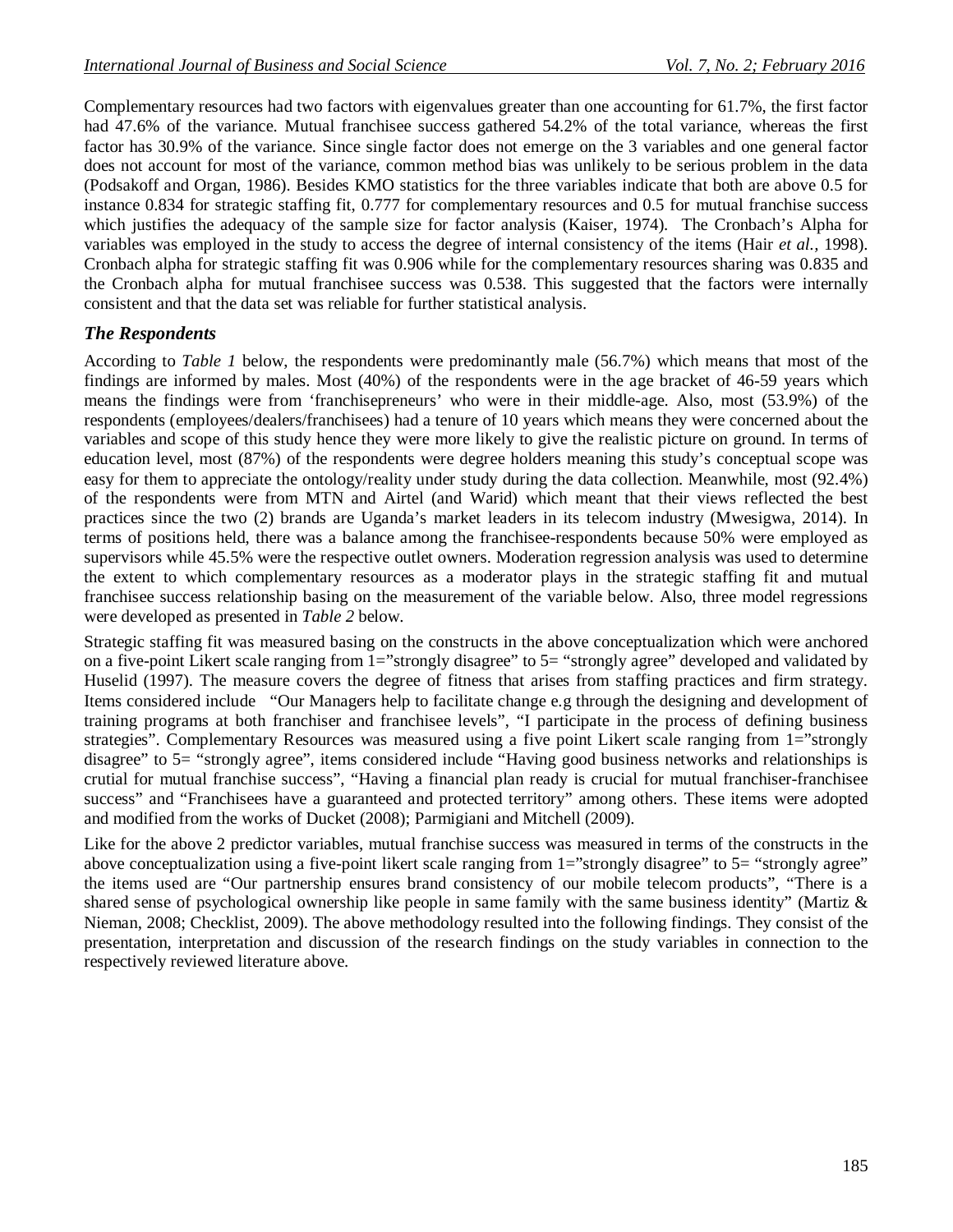Complementary resources had two factors with eigenvalues greater than one accounting for 61.7%, the first factor had 47.6% of the variance. Mutual franchisee success gathered 54.2% of the total variance, whereas the first factor has 30.9% of the variance. Since single factor does not emerge on the 3 variables and one general factor does not account for most of the variance, common method bias was unlikely to be serious problem in the data (Podsakoff and Organ, 1986). Besides KMO statistics for the three variables indicate that both are above 0.5 for instance 0.834 for strategic staffing fit, 0.777 for complementary resources and 0.5 for mutual franchise success which justifies the adequacy of the sample size for factor analysis (Kaiser, 1974). The Cronbach's Alpha for variables was employed in the study to access the degree of internal consistency of the items (Hair *et al.*, 1998). Cronbach alpha for strategic staffing fit was 0.906 while for the complementary resources sharing was 0.835 and the Cronbach alpha for mutual franchisee success was 0.538. This suggested that the factors were internally consistent and that the data set was reliable for further statistical analysis.

### *The Respondents*

According to *Table 1* below, the respondents were predominantly male (56.7%) which means that most of the findings are informed by males. Most (40%) of the respondents were in the age bracket of 46-59 years which means the findings were from 'franchisepreneurs' who were in their middle-age. Also, most (53.9%) of the respondents (employees/dealers/franchisees) had a tenure of 10 years which means they were concerned about the variables and scope of this study hence they were more likely to give the realistic picture on ground. In terms of education level, most (87%) of the respondents were degree holders meaning this study's conceptual scope was easy for them to appreciate the ontology/reality under study during the data collection. Meanwhile, most (92.4%) of the respondents were from MTN and Airtel (and Warid) which meant that their views reflected the best practices since the two (2) brands are Uganda's market leaders in its telecom industry (Mwesigwa, 2014). In terms of positions held, there was a balance among the franchisee-respondents because 50% were employed as supervisors while 45.5% were the respective outlet owners. Moderation regression analysis was used to determine the extent to which complementary resources as a moderator plays in the strategic staffing fit and mutual franchisee success relationship basing on the measurement of the variable below. Also, three model regressions were developed as presented in *Table 2* below.

Strategic staffing fit was measured basing on the constructs in the above conceptualization which were anchored on a five-point Likert scale ranging from 1="strongly disagree" to 5= "strongly agree" developed and validated by Huselid (1997). The measure covers the degree of fitness that arises from staffing practices and firm strategy. Items considered include "Our Managers help to facilitate change e.g through the designing and development of training programs at both franchiser and franchisee levels", "I participate in the process of defining business strategies". Complementary Resources was measured using a five point Likert scale ranging from 1="strongly disagree" to 5= "strongly agree", items considered include "Having good business networks and relationships is crutial for mutual franchise success", "Having a financial plan ready is crucial for mutual franchiser-franchisee success" and "Franchisees have a guaranteed and protected territory" among others. These items were adopted and modified from the works of Ducket (2008); Parmigiani and Mitchell (2009).

Like for the above 2 predictor variables, mutual franchise success was measured in terms of the constructs in the above conceptualization using a five-point likert scale ranging from 1="strongly disagree" to 5= "strongly agree" the items used are "Our partnership ensures brand consistency of our mobile telecom products", "There is a shared sense of psychological ownership like people in same family with the same business identity" (Martiz & Nieman, 2008; Checklist, 2009). The above methodology resulted into the following findings. They consist of the presentation, interpretation and discussion of the research findings on the study variables in connection to the respectively reviewed literature above.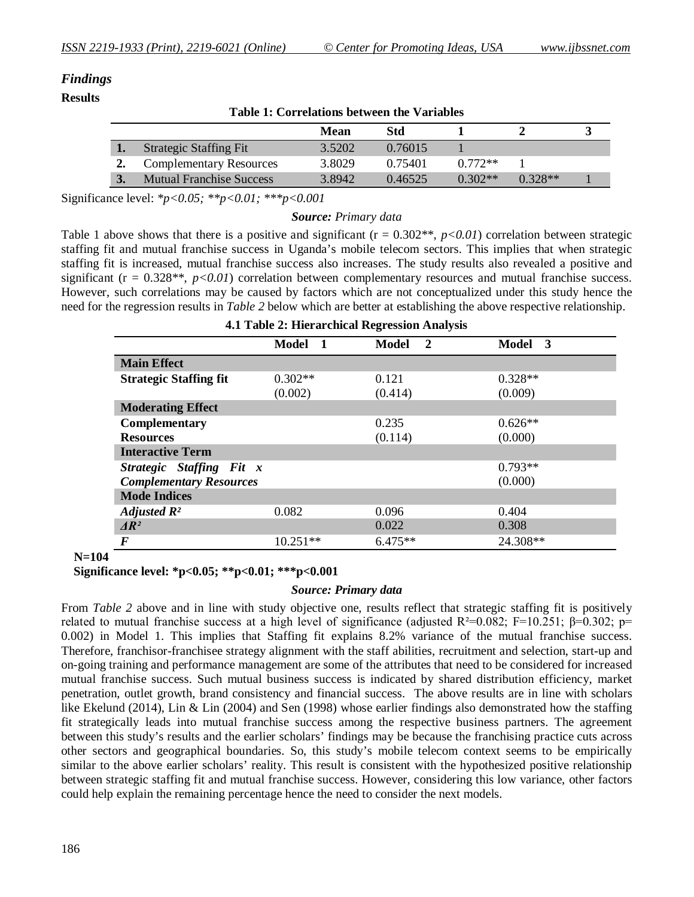### *Findings*

**Results**

**Table 1: Correlations between the Variables**

| | | Mean | Std | 1 | 2 | 3 |
|---|---|---|---|---|---|---|
| **1.** | Strategic Staffing Fit | 3.5202 | 0.76015 | 1 | | |
| **2.** | Complementary Resources | 3.8029 | 0.75401 | 0.772** | 1 | |
| **3.** | Mutual Franchise Success | 3.8942 | 0.46525 | 0.302** | 0.328** | 1 |

Significance level: *\*p<0.05; \*\*p<0.01; \*\*\*p<0.001*

***Source:*** *Primary data*

Table 1 above shows that there is a positive and significant (r = 0.302**, $p<0.01$) correlation between strategic staffing fit and mutual franchise success in Uganda's mobile telecom sectors. This implies that when strategic staffing fit is increased, mutual franchise success also increases. The study results also revealed a positive and significant (r = 0.328**, $p<0.01$) correlation between complementary resources and mutual franchise success. However, such correlations may be caused by factors which are not conceptualized under this study hence the need for the regression results in *Table 2* below which are better at establishing the above respective relationship.

**4.1 Table 2: Hierarchical Regression Analysis**

| | Model 1 | Model 2 | Model 3 |
|---|---|---|---|
| **Main Effect** | | | |
| **Strategic Staffing fit** | 0.302** (0.002) | 0.121 (0.414) | 0.328** (0.009) |
| **Moderating Effect** | | | |
| **Complementary Resources** | | 0.235 (0.114) | 0.626** (0.000) |
| **Interactive Term** | | | |
| ***Strategic Staffing Fit x Complementary Resources*** | | | 0.793** (0.000) |
| **Mode Indices** | | | |
| ***Adjusted $R^2$*** | 0.082 | 0.096 | 0.404 |
| ***$\Delta R^2$*** | | 0.022 | 0.308 |
| ***F*** | 10.251** | 6.475** | 24.308** |

**N=104**

**Significance level: \*p<0.05; \*\*p<0.01; \*\*\*p<0.001**

***Source: Primary data***

From *Table 2* above and in line with study objective one, results reflect that strategic staffing fit is positively related to mutual franchise success at a high level of significance (adjusted $R^2$=0.082; F=10.251; $\beta$=0.302; p= 0.002) in Model 1. This implies that Staffing fit explains 8.2% variance of the mutual franchise success. Therefore, franchisor-franchisee strategy alignment with the staff abilities, recruitment and selection, start-up and on-going training and performance management are some of the attributes that need to be considered for increased mutual franchise success. Such mutual business success is indicated by shared distribution efficiency, market penetration, outlet growth, brand consistency and financial success. The above results are in line with scholars like Ekelund (2014), Lin & Lin (2004) and Sen (1998) whose earlier findings also demonstrated how the staffing fit strategically leads into mutual franchise success among the respective business partners. The agreement between this study's results and the earlier scholars' findings may be because the franchising practice cuts across other sectors and geographical boundaries. So, this study's mobile telecom context seems to be empirically similar to the above earlier scholars' reality. This result is consistent with the hypothesized positive relationship between strategic staffing fit and mutual franchise success. However, considering this low variance, other factors could help explain the remaining percentage hence the need to consider the next models.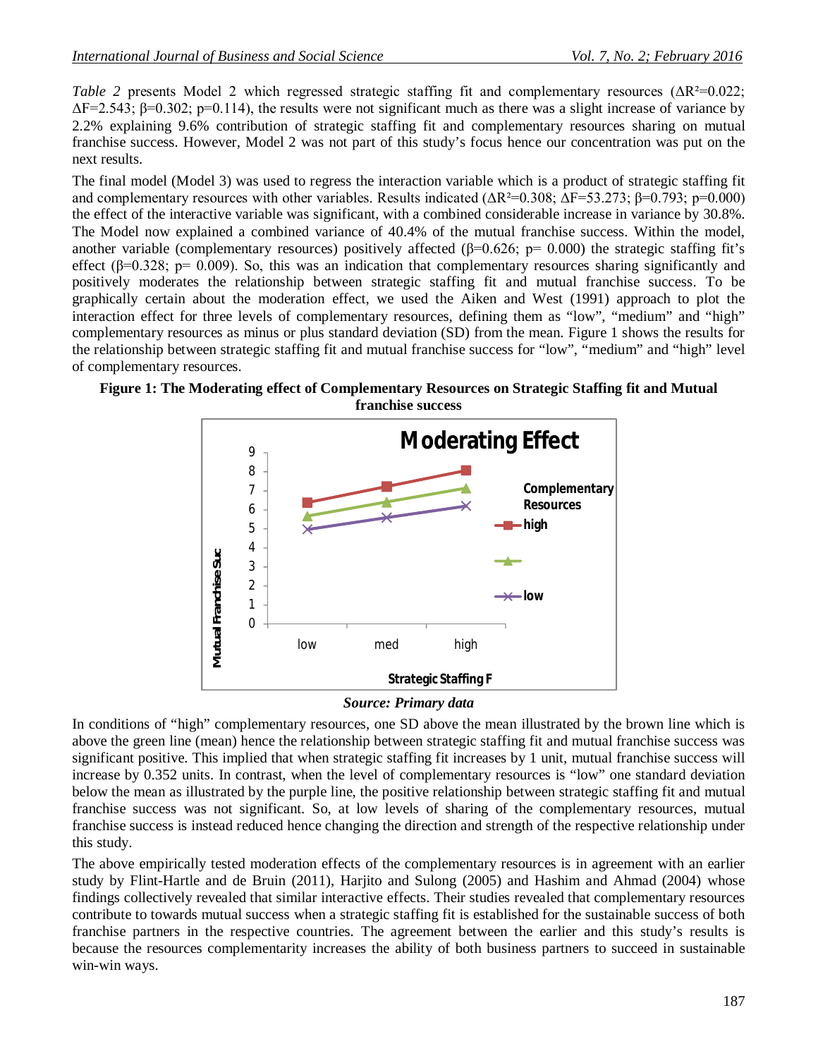*Table 2* presents Model 2 which regressed strategic staffing fit and complementary resources ($\Delta R^2$=0.022; $\Delta F$=2.543; $\beta$=0.302; p=0.114), the results were not significant much as there was a slight increase of variance by 2.2% explaining 9.6% contribution of strategic staffing fit and complementary resources sharing on mutual franchise success. However, Model 2 was not part of this study's focus hence our concentration was put on the next results.

The final model (Model 3) was used to regress the interaction variable which is a product of strategic staffing fit and complementary resources with other variables. Results indicated ($\Delta R^2$=0.308; $\Delta F$=53.273; $\beta$=0.793; p=0.000) the effect of the interactive variable was significant, with a combined considerable increase in variance by 30.8%. The Model now explained a combined variance of 40.4% of the mutual franchise success. Within the model, another variable (complementary resources) positively affected ($\beta$=0.626; p= 0.000) the strategic staffing fit's effect ($\beta$=0.328; p= 0.009). So, this was an indication that complementary resources sharing significantly and positively moderates the relationship between strategic staffing fit and mutual franchise success. To be graphically certain about the moderation effect, we used the Aiken and West (1991) approach to plot the interaction effect for three levels of complementary resources, defining them as "low", "medium" and "high" complementary resources as minus or plus standard deviation (SD) from the mean. Figure 1 shows the results for the relationship between strategic staffing fit and mutual franchise success for "low", "medium" and "high" level of complementary resources.

**Figure 1: The Moderating effect of Complementary Resources on Strategic Staffing fit and Mutual franchise success**

***Source: Primary data***

In conditions of "high" complementary resources, one SD above the mean illustrated by the brown line which is above the green line (mean) hence the relationship between strategic staffing fit and mutual franchise success was significant positive. This implied that when strategic staffing fit increases by 1 unit, mutual franchise success will increase by 0.352 units. In contrast, when the level of complementary resources is "low" one standard deviation below the mean as illustrated by the purple line, the positive relationship between strategic staffing fit and mutual franchise success was not significant. So, at low levels of sharing of the complementary resources, mutual franchise success is instead reduced hence changing the direction and strength of the respective relationship under this study.

The above empirically tested moderation effects of the complementary resources is in agreement with an earlier study by Flint-Hartle and de Bruin (2011), Harjito and Sulong (2005) and Hashim and Ahmad (2004) whose findings collectively revealed that similar interactive effects. Their studies revealed that complementary resources contribute to towards mutual success when a strategic staffing fit is established for the sustainable success of both franchise partners in the respective countries. The agreement between the earlier and this study's results is because the resources complementarity increases the ability of both business partners to succeed in sustainable win-win ways.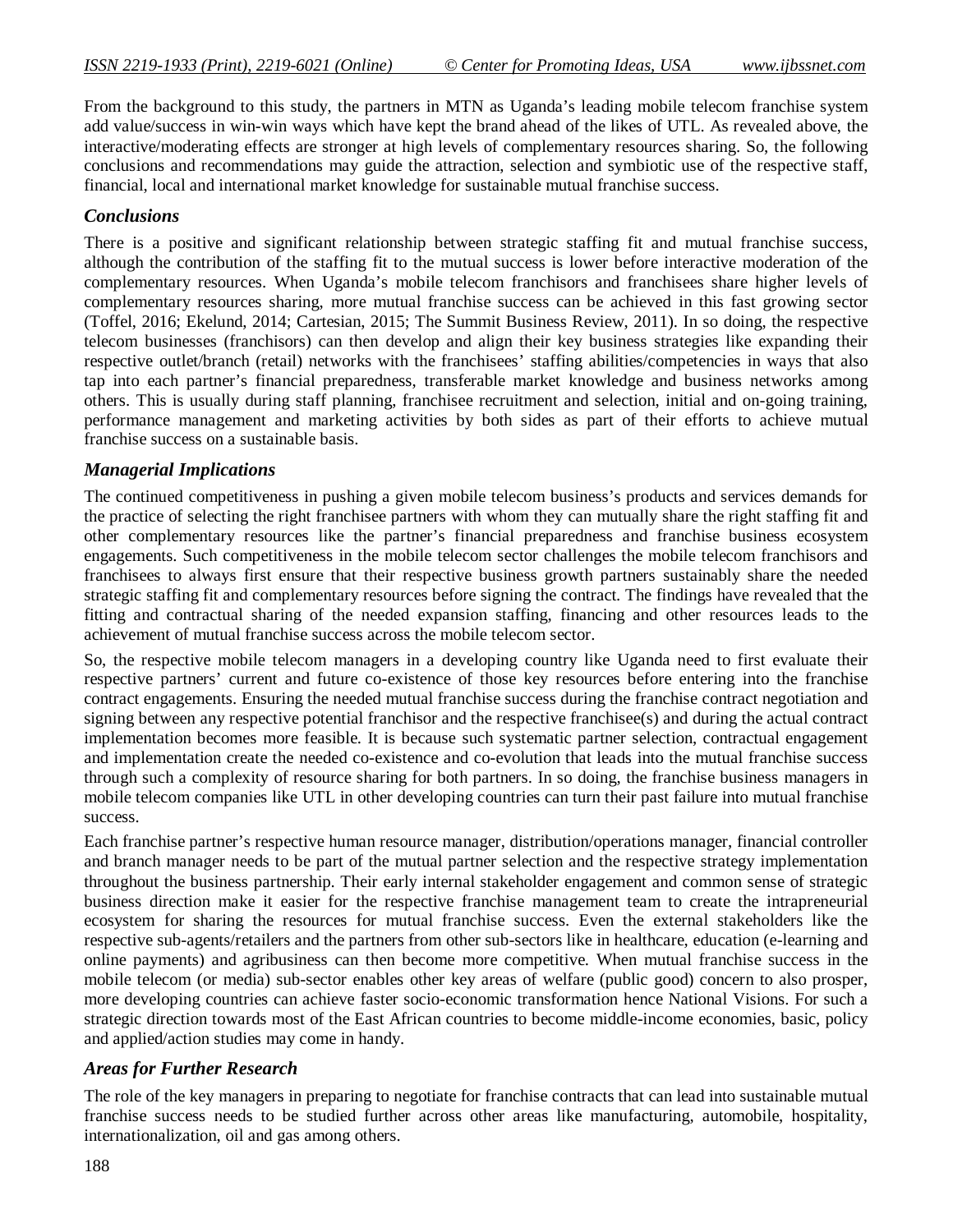From the background to this study, the partners in MTN as Uganda's leading mobile telecom franchise system add value/success in win-win ways which have kept the brand ahead of the likes of UTL. As revealed above, the interactive/moderating effects are stronger at high levels of complementary resources sharing. So, the following conclusions and recommendations may guide the attraction, selection and symbiotic use of the respective staff, financial, local and international market knowledge for sustainable mutual franchise success.

### *Conclusions*

There is a positive and significant relationship between strategic staffing fit and mutual franchise success, although the contribution of the staffing fit to the mutual success is lower before interactive moderation of the complementary resources. When Uganda's mobile telecom franchisors and franchisees share higher levels of complementary resources sharing, more mutual franchise success can be achieved in this fast growing sector (Toffel, 2016; Ekelund, 2014; Cartesian, 2015; The Summit Business Review, 2011). In so doing, the respective telecom businesses (franchisors) can then develop and align their key business strategies like expanding their respective outlet/branch (retail) networks with the franchisees' staffing abilities/competencies in ways that also tap into each partner's financial preparedness, transferable market knowledge and business networks among others. This is usually during staff planning, franchisee recruitment and selection, initial and on-going training, performance management and marketing activities by both sides as part of their efforts to achieve mutual franchise success on a sustainable basis.

### *Managerial Implications*

The continued competitiveness in pushing a given mobile telecom business's products and services demands for the practice of selecting the right franchisee partners with whom they can mutually share the right staffing fit and other complementary resources like the partner's financial preparedness and franchise business ecosystem engagements. Such competitiveness in the mobile telecom sector challenges the mobile telecom franchisors and franchisees to always first ensure that their respective business growth partners sustainably share the needed strategic staffing fit and complementary resources before signing the contract. The findings have revealed that the fitting and contractual sharing of the needed expansion staffing, financing and other resources leads to the achievement of mutual franchise success across the mobile telecom sector.

So, the respective mobile telecom managers in a developing country like Uganda need to first evaluate their respective partners' current and future co-existence of those key resources before entering into the franchise contract engagements. Ensuring the needed mutual franchise success during the franchise contract negotiation and signing between any respective potential franchisor and the respective franchisee(s) and during the actual contract implementation becomes more feasible. It is because such systematic partner selection, contractual engagement and implementation create the needed co-existence and co-evolution that leads into the mutual franchise success through such a complexity of resource sharing for both partners. In so doing, the franchise business managers in mobile telecom companies like UTL in other developing countries can turn their past failure into mutual franchise success.

Each franchise partner's respective human resource manager, distribution/operations manager, financial controller and branch manager needs to be part of the mutual partner selection and the respective strategy implementation throughout the business partnership. Their early internal stakeholder engagement and common sense of strategic business direction make it easier for the respective franchise management team to create the intrapreneurial ecosystem for sharing the resources for mutual franchise success. Even the external stakeholders like the respective sub-agents/retailers and the partners from other sub-sectors like in healthcare, education (e-learning and online payments) and agribusiness can then become more competitive. When mutual franchise success in the mobile telecom (or media) sub-sector enables other key areas of welfare (public good) concern to also prosper, more developing countries can achieve faster socio-economic transformation hence National Visions. For such a strategic direction towards most of the East African countries to become middle-income economies, basic, policy and applied/action studies may come in handy.

### *Areas for Further Research*

The role of the key managers in preparing to negotiate for franchise contracts that can lead into sustainable mutual franchise success needs to be studied further across other areas like manufacturing, automobile, hospitality, internationalization, oil and gas among others.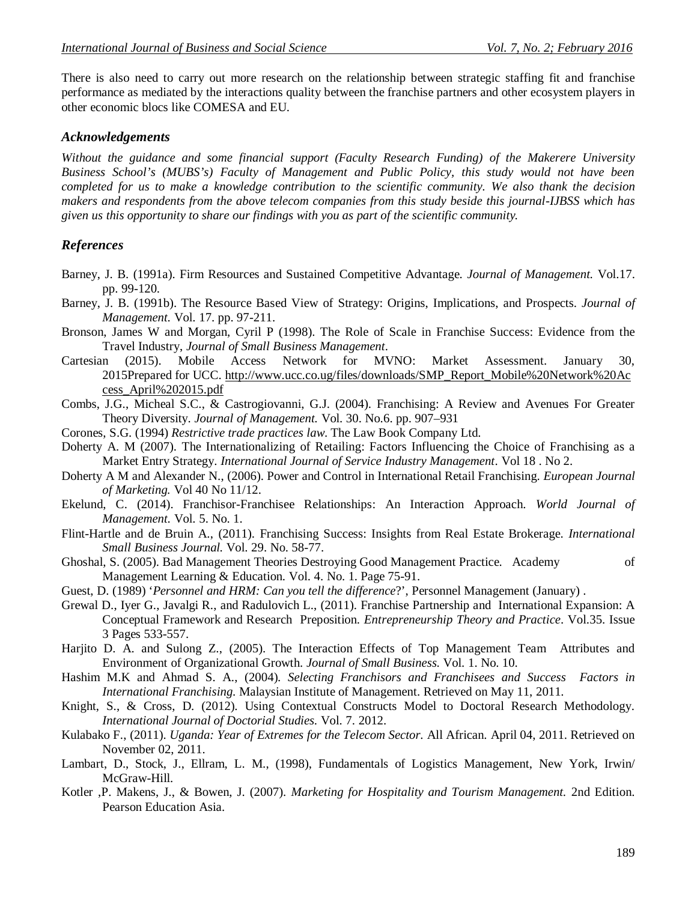There is also need to carry out more research on the relationship between strategic staffing fit and franchise performance as mediated by the interactions quality between the franchise partners and other ecosystem players in other economic blocs like COMESA and EU.

## Acknowledgements

*Without the guidance and some financial support (Faculty Research Funding) of the Makerere University Business School's (MUBS's) Faculty of Management and Public Policy, this study would not have been completed for us to make a knowledge contribution to the scientific community. We also thank the decision makers and respondents from the above telecom companies from this study beside this journal-IJBSS which has given us this opportunity to share our findings with you as part of the scientific community.*

## References

Barney, J. B. (1991a). Firm Resources and Sustained Competitive Advantage. *Journal of Management.* Vol.17. pp. 99-120.

Barney, J. B. (1991b). The Resource Based View of Strategy: Origins, Implications, and Prospects. *Journal of Management.* Vol. 17. pp. 97-211.

Bronson, James W and Morgan, Cyril P (1998). The Role of Scale in Franchise Success: Evidence from the Travel Industry, *Journal of Small Business Management*.

Cartesian (2015). Mobile Access Network for MVNO: Market Assessment. January 30, 2015Prepared for UCC. http://www.ucc.co.ug/files/downloads/SMP_Report_Mobile%20Network%20Access_April%202015.pdf

Combs, J.G., Micheal S.C., & Castrogiovanni, G.J. (2004). Franchising: A Review and Avenues For Greater Theory Diversity. *Journal of Management.* Vol. 30. No.6. pp. 907–931

Corones, S.G. (1994) *Restrictive trade practices law*. The Law Book Company Ltd.

Doherty A. M (2007). The Internationalizing of Retailing: Factors Influencing the Choice of Franchising as a Market Entry Strategy. *International Journal of Service Industry Management*. Vol 18 . No 2.

Doherty A M and Alexander N., (2006). Power and Control in International Retail Franchising. *European Journal of Marketing.* Vol 40 No 11/12.

Ekelund, C. (2014). Franchisor-Franchisee Relationships: An Interaction Approach. *World Journal of Management.* Vol. 5. No. 1.

Flint-Hartle and de Bruin A., (2011). Franchising Success: Insights from Real Estate Brokerage. *International Small Business Journal.* Vol. 29. No. 58-77.

Ghoshal, S. (2005). Bad Management Theories Destroying Good Management Practice. Academy of Management Learning & Education. Vol. 4. No. 1. Page 75-91.

Guest, D. (1989) '*Personnel and HRM: Can you tell the difference*?', Personnel Management (January) .

Grewal D., Iyer G., Javalgi R., and Radulovich L., (2011). Franchise Partnership and International Expansion: A Conceptual Framework and Research Preposition. *Entrepreneurship Theory and Practice*. Vol.35. Issue 3 Pages 533-557.

Harjito D. A. and Sulong Z., (2005). The Interaction Effects of Top Management Team Attributes and Environment of Organizational Growth. *Journal of Small Business.* Vol. 1. No. 10.

Hashim M.K and Ahmad S. A., (2004). *Selecting Franchisors and Franchisees and Success Factors in International Franchising.* Malaysian Institute of Management. Retrieved on May 11, 2011.

Knight, S., & Cross, D. (2012). Using Contextual Constructs Model to Doctoral Research Methodology. *International Journal of Doctorial Studies.* Vol. 7. 2012.

Kulabako F., (2011). *Uganda: Year of Extremes for the Telecom Sector.* All African. April 04, 2011. Retrieved on November 02, 2011.

Lambart, D., Stock, J., Ellram, L. M., (1998), Fundamentals of Logistics Management, New York, Irwin/ McGraw-Hill.

Kotler ,P. Makens, J., & Bowen, J. (2007). *Marketing for Hospitality and Tourism Management.* 2nd Edition. Pearson Education Asia.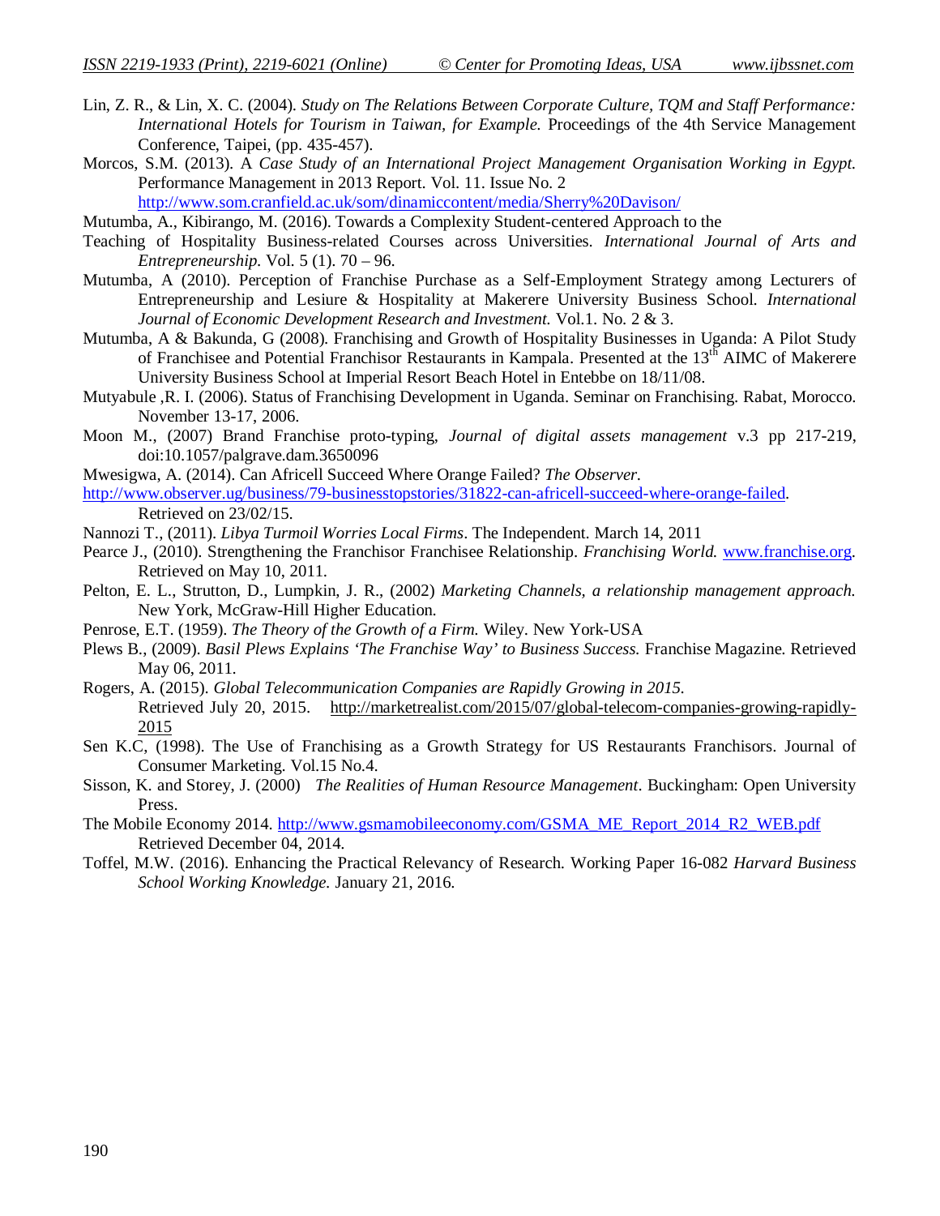Lin, Z. R., & Lin, X. C. (2004). *Study on The Relations Between Corporate Culture, TQM and Staff Performance: International Hotels for Tourism in Taiwan, for Example.* Proceedings of the 4th Service Management Conference, Taipei, (pp. 435-457).

Morcos, S.M. (2013). A *Case Study of an International Project Management Organisation Working in Egypt.* Performance Management in 2013 Report. Vol. 11. Issue No. 2 http://www.som.cranfield.ac.uk/som/dinamiccontent/media/Sherry%20Davison/

Mutumba, A., Kibirango, M. (2016). Towards a Complexity Student-centered Approach to the Teaching of Hospitality Business-related Courses across Universities. *International Journal of Arts and Entrepreneurship.* Vol. 5 (1). 70 – 96.

Mutumba, A (2010). Perception of Franchise Purchase as a Self-Employment Strategy among Lecturers of Entrepreneurship and Lesiure & Hospitality at Makerere University Business School. *International Journal of Economic Development Research and Investment.* Vol.1. No. 2 & 3.

Mutumba, A & Bakunda, G (2008). Franchising and Growth of Hospitality Businesses in Uganda: A Pilot Study of Franchisee and Potential Franchisor Restaurants in Kampala. Presented at the 13th AIMC of Makerere University Business School at Imperial Resort Beach Hotel in Entebbe on 18/11/08.

Mutyabule ,R. I. (2006). Status of Franchising Development in Uganda. Seminar on Franchising. Rabat, Morocco. November 13-17, 2006.

Moon M., (2007) Brand Franchise proto-typing, *Journal of digital assets management* v.3 pp 217-219, doi:10.1057/palgrave.dam.3650096

Mwesigwa, A. (2014). Can Africell Succeed Where Orange Failed? *The Observer.* http://www.observer.ug/business/79-businesstopstories/31822-can-africell-succeed-where-orange-failed. Retrieved on 23/02/15.

Nannozi T., (2011). *Libya Turmoil Worries Local Firms*. The Independent. March 14, 2011

Pearce J., (2010). Strengthening the Franchisor Franchisee Relationship. *Franchising World.* www.franchise.org. Retrieved on May 10, 2011.

Pelton, E. L., Strutton, D., Lumpkin, J. R., (2002) *Marketing Channels, a relationship management approach.* New York, McGraw-Hill Higher Education.

Penrose, E.T. (1959). *The Theory of the Growth of a Firm.* Wiley. New York-USA

Plews B., (2009). *Basil Plews Explains 'The Franchise Way' to Business Success.* Franchise Magazine. Retrieved May 06, 2011.

Rogers, A. (2015). *Global Telecommunication Companies are Rapidly Growing in 2015.* Retrieved July 20, 2015. http://marketrealist.com/2015/07/global-telecom-companies-growing-rapidly-2015

Sen K.C, (1998). The Use of Franchising as a Growth Strategy for US Restaurants Franchisors. Journal of Consumer Marketing. Vol.15 No.4.

Sisson, K. and Storey, J. (2000) *The Realities of Human Resource Management*. Buckingham: Open University Press.

The Mobile Economy 2014. http://www.gsmamobileeconomy.com/GSMA_ME_Report_2014_R2_WEB.pdf Retrieved December 04, 2014.

Toffel, M.W. (2016). Enhancing the Practical Relevancy of Research. Working Paper 16-082 *Harvard Business School Working Knowledge.* January 21, 2016.